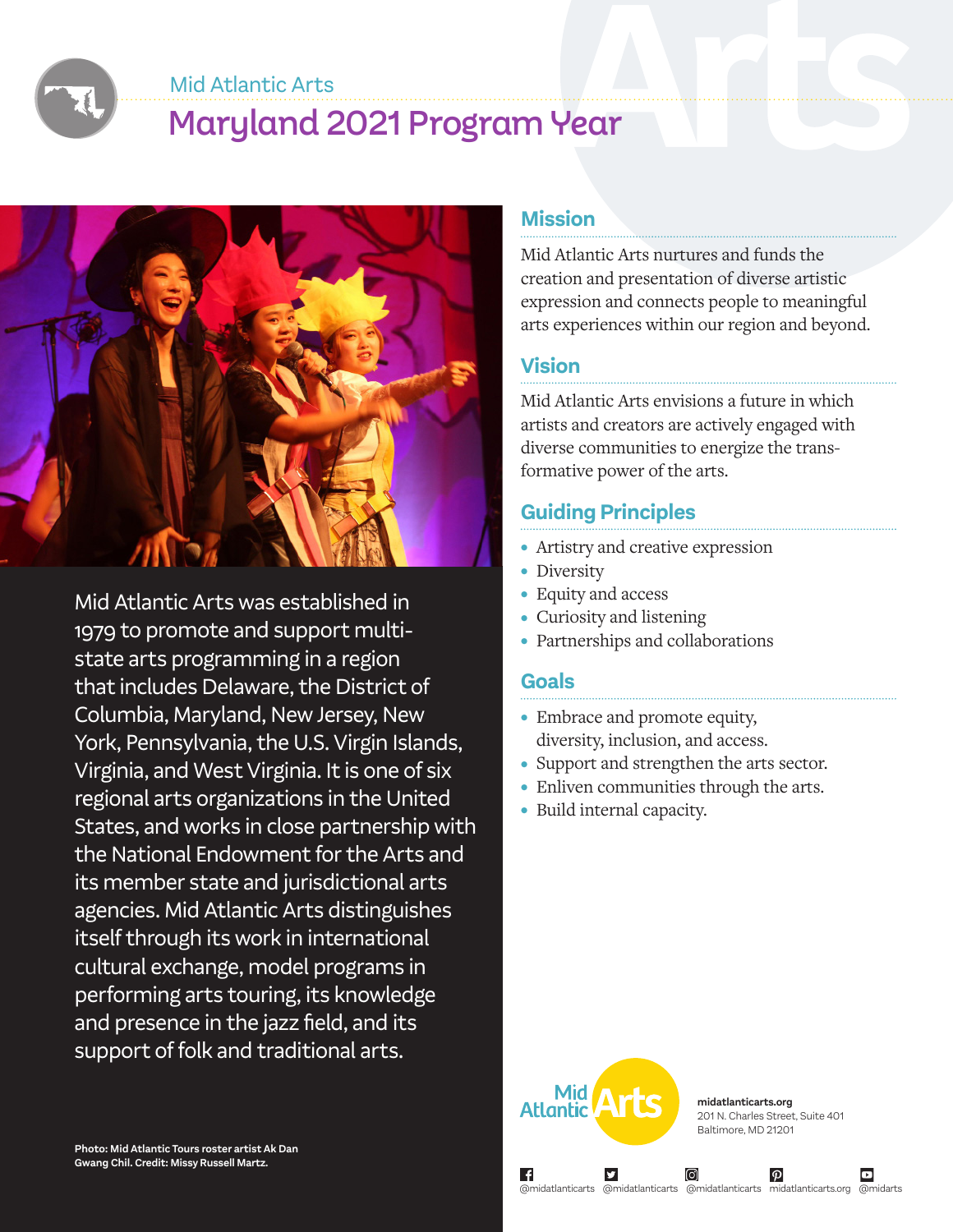Mid Atlantic Arts

# Maryland 2021 Program Year

Mid Atlantic Arts was established in 1979 to promote and support multi-state arts programming in a region that includes Delaware, the District of Columbia, Maryland, New Jersey, New York, Pennsylvania, the U.S. Virgin Islands, Virginia, and West Virginia. It is one of six regional arts organizations in the United States, and works in close partnership with the National Endowment for the Arts and its member state and jurisdictional arts agencies. Mid Atlantic Arts distinguishes itself through its work in international cultural exchange, model programs in performing arts touring, its knowledge and presence in the jazz field, and its support of folk and traditional arts.

**Photo: Mid Atlantic Tours roster artist Ak Dan Gwang Chil. Credit: Missy Russell Martz.**

## Mission

Mid Atlantic Arts nurtures and funds the creation and presentation of diverse artistic expression and connects people to meaningful arts experiences within our region and beyond.

## Vision

Mid Atlantic Arts envisions a future in which artists and creators are actively engaged with diverse communities to energize the transformative power of the arts.

## Guiding Principles

- Artistry and creative expression
- Diversity
- Equity and access
- Curiosity and listening
- Partnerships and collaborations

## Goals

- Embrace and promote equity, diversity, inclusion, and access.
- Support and strengthen the arts sector.
- Enliven communities through the arts.
- Build internal capacity.

Mid Atlantic Arts

**midatlanticarts.org**
201 N. Charles Street, Suite 401
Baltimore, MD 21201

@midatlanticarts @midatlanticarts @midatlanticarts midatlanticarts.org @midarts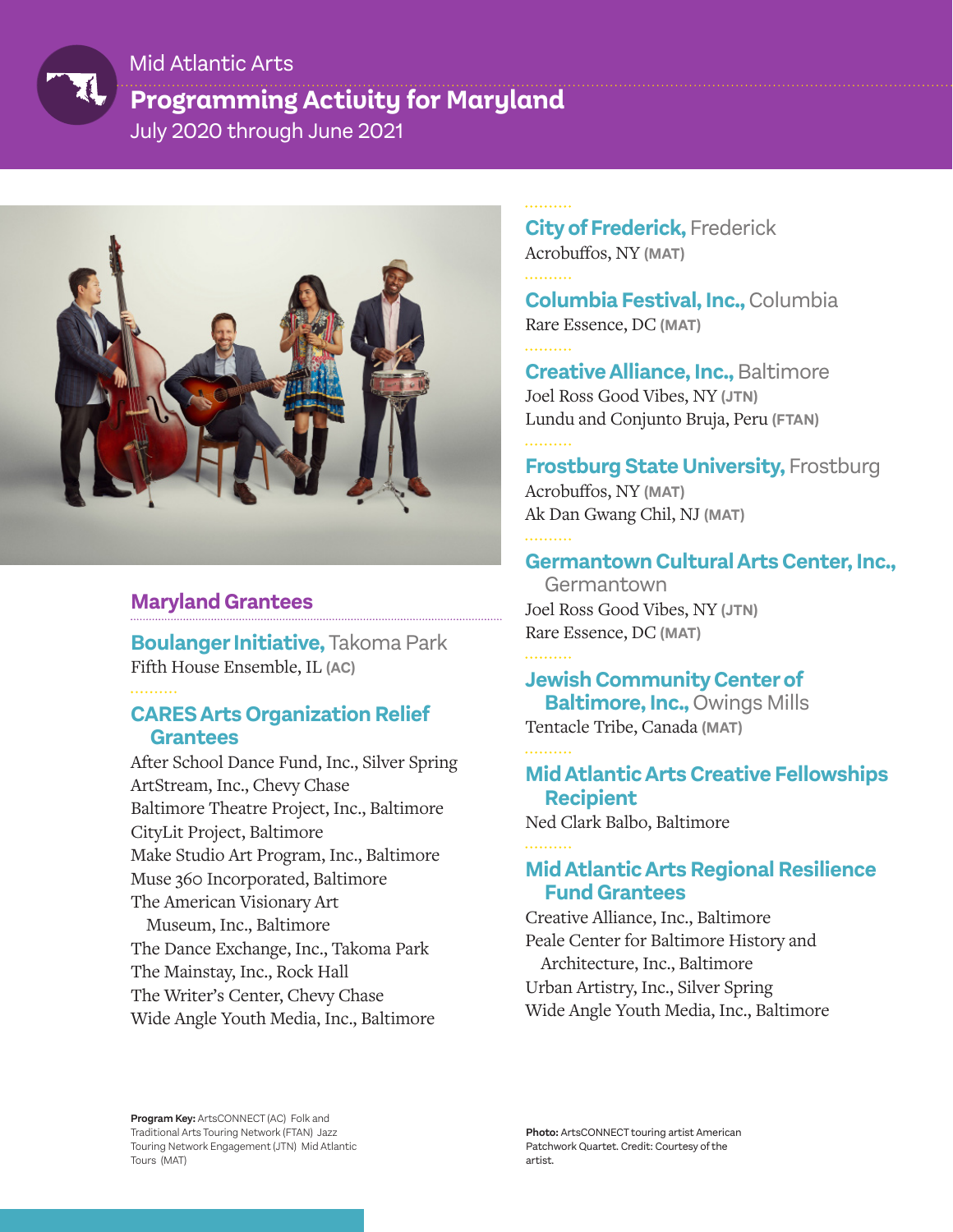Mid Atlantic Arts

# Programming Activity for Maryland

July 2020 through June 2021

## Maryland Grantees

### Boulanger Initiative, Takoma Park
Fifth House Ensemble, IL **(AC)**

### CARES Arts Organization Relief Grantees
After School Dance Fund, Inc., Silver Spring
ArtStream, Inc., Chevy Chase
Baltimore Theatre Project, Inc., Baltimore
CityLit Project, Baltimore
Make Studio Art Program, Inc., Baltimore
Muse 360 Incorporated, Baltimore
The American Visionary Art Museum, Inc., Baltimore
The Dance Exchange, Inc., Takoma Park
The Mainstay, Inc., Rock Hall
The Writer's Center, Chevy Chase
Wide Angle Youth Media, Inc., Baltimore

### City of Frederick, Frederick
Acrobuffos, NY **(MAT)**

### Columbia Festival, Inc., Columbia
Rare Essence, DC **(MAT)**

### Creative Alliance, Inc., Baltimore
Joel Ross Good Vibes, NY **(JTN)**
Lundu and Conjunto Bruja, Peru **(FTAN)**

### Frostburg State University, Frostburg
Acrobuffos, NY **(MAT)**
Ak Dan Gwang Chil, NJ **(MAT)**

### Germantown Cultural Arts Center, Inc., Germantown
Joel Ross Good Vibes, NY **(JTN)**
Rare Essence, DC **(MAT)**

### Jewish Community Center of Baltimore, Inc., Owings Mills
Tentacle Tribe, Canada **(MAT)**

### Mid Atlantic Arts Creative Fellowships Recipient
Ned Clark Balbo, Baltimore

### Mid Atlantic Arts Regional Resilience Fund Grantees
Creative Alliance, Inc., Baltimore
Peale Center for Baltimore History and Architecture, Inc., Baltimore
Urban Artistry, Inc., Silver Spring
Wide Angle Youth Media, Inc., Baltimore

**Program Key:** ArtsCONNECT (AC) Folk and Traditional Arts Touring Network (FTAN) Jazz Touring Network Engagement (JTN) Mid Atlantic Tours (MAT)

**Photo:** ArtsCONNECT touring artist American Patchwork Quartet. Credit: Courtesy of the artist.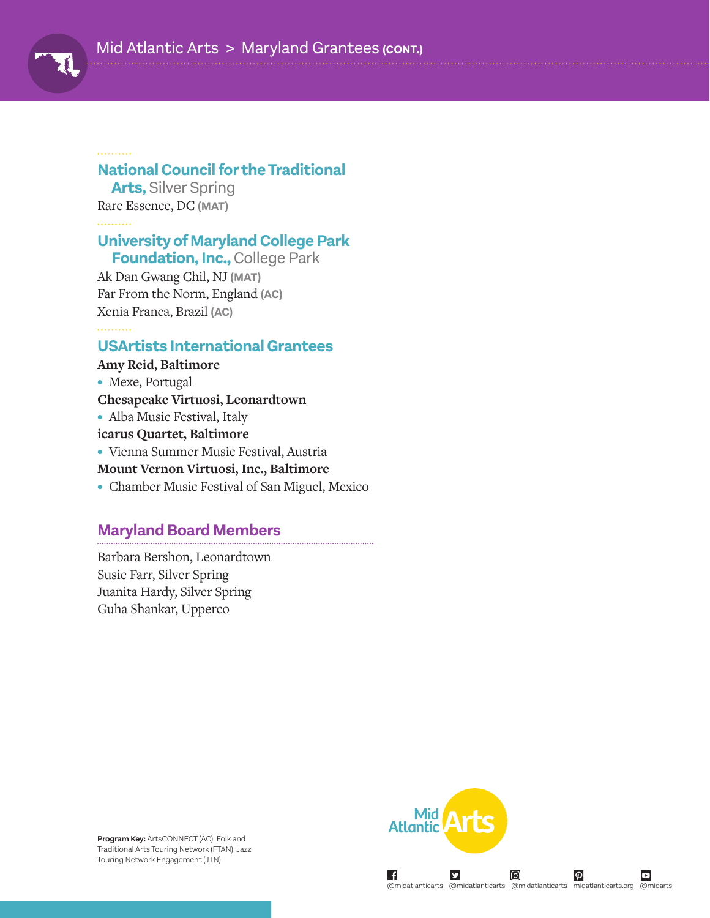### National Council for the Traditional Arts, Silver Spring

Rare Essence, DC **(MAT)**

### University of Maryland College Park Foundation, Inc., College Park

Ak Dan Gwang Chil, NJ **(MAT)**
Far From the Norm, England **(AC)**
Xenia Franca, Brazil **(AC)**

### USArtists International Grantees

**Amy Reid, Baltimore**

- Mexe, Portugal

**Chesapeake Virtuosi, Leonardtown**

- Alba Music Festival, Italy

**icarus Quartet, Baltimore**

- Vienna Summer Music Festival, Austria

**Mount Vernon Virtuosi, Inc., Baltimore**

- Chamber Music Festival of San Miguel, Mexico

## Maryland Board Members

Barbara Bershon, Leonardtown
Susie Farr, Silver Spring
Juanita Hardy, Silver Spring
Guha Shankar, Upperco

**Program Key:** ArtsCONNECT (AC) Folk and Traditional Arts Touring Network (FTAN) Jazz Touring Network Engagement (JTN)

Mid Atlantic Arts

@midatlanticarts @midatlanticarts @midatlanticarts midatlanticarts.org @midarts